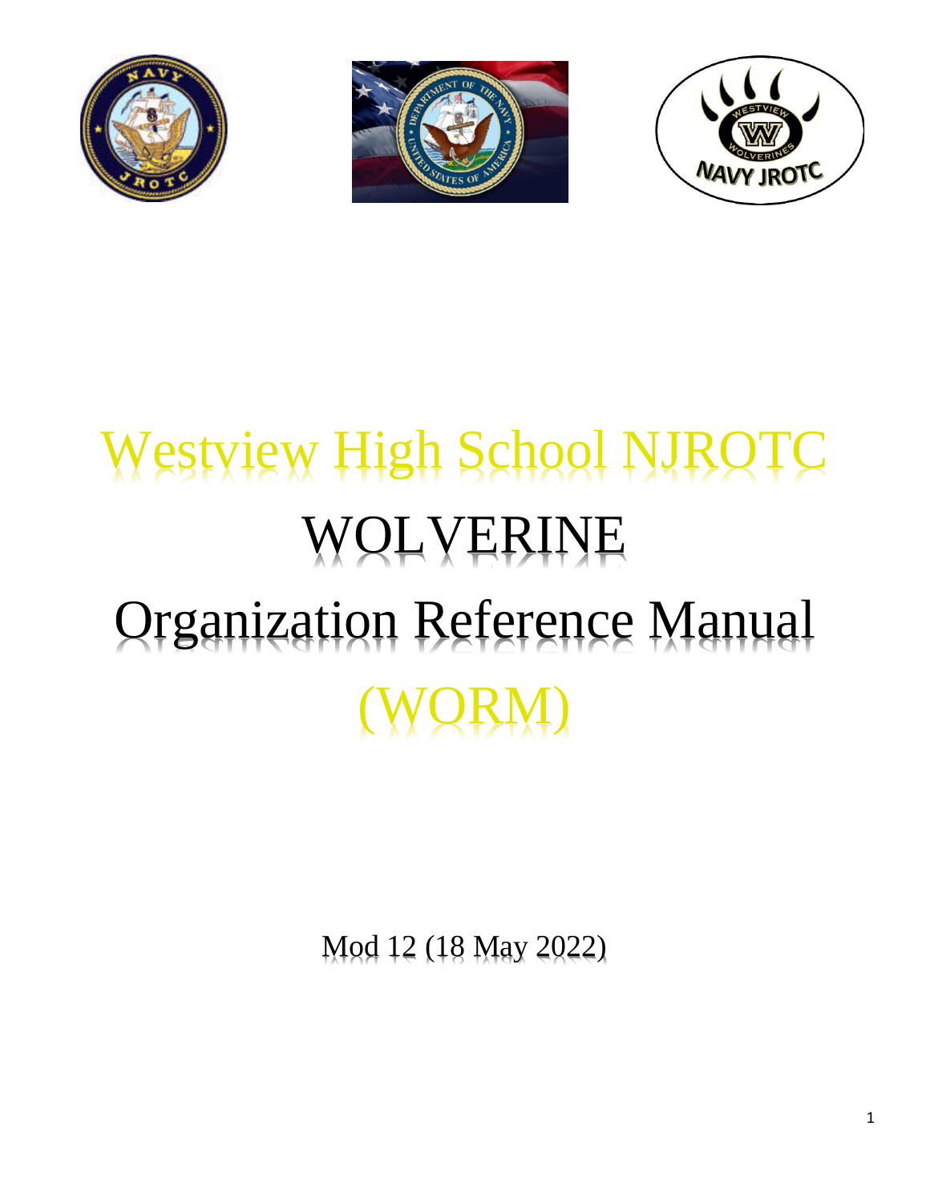# Westview High School NJROTC

# WOLVERINE

# Organization Reference Manual

# (WORM)

Mod 12 (18 May 2022)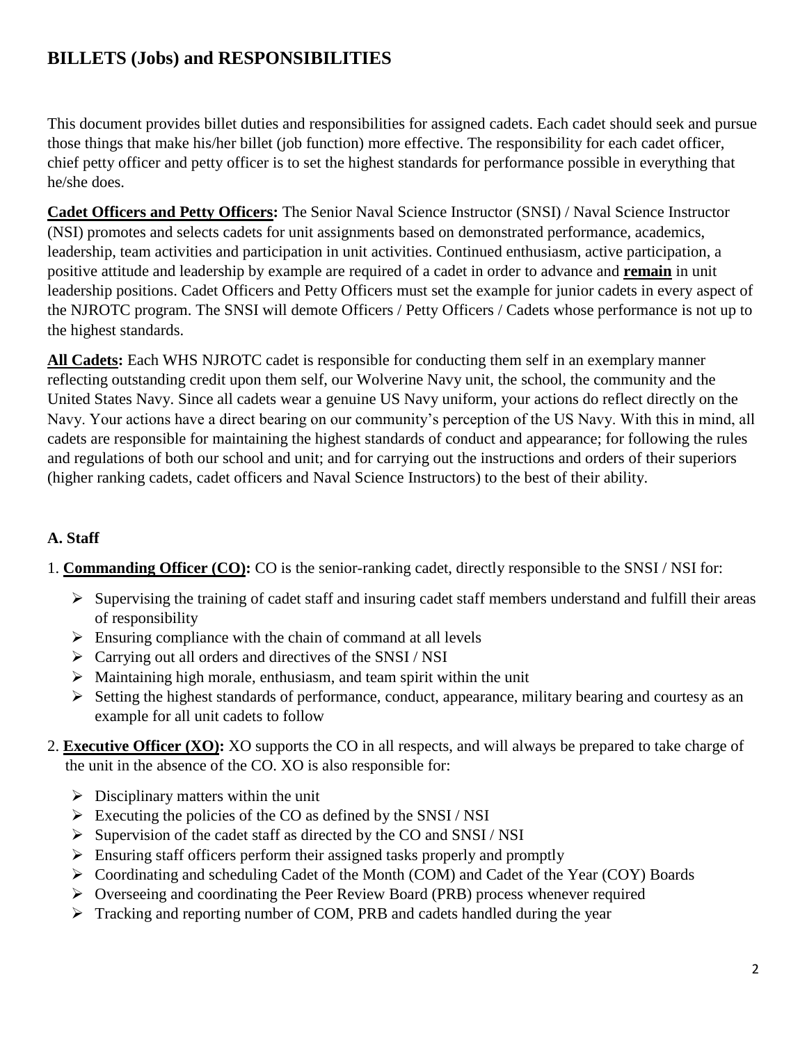# BILLETS (Jobs) and RESPONSIBILITIES

This document provides billet duties and responsibilities for assigned cadets. Each cadet should seek and pursue those things that make his/her billet (job function) more effective. The responsibility for each cadet officer, chief petty officer and petty officer is to set the highest standards for performance possible in everything that he/she does.

**<u>Cadet Officers and Petty Officers</u>:** The Senior Naval Science Instructor (SNSI) / Naval Science Instructor (NSI) promotes and selects cadets for unit assignments based on demonstrated performance, academics, leadership, team activities and participation in unit activities. Continued enthusiasm, active participation, a positive attitude and leadership by example are required of a cadet in order to advance and **<u>remain</u>** in unit leadership positions. Cadet Officers and Petty Officers must set the example for junior cadets in every aspect of the NJROTC program. The SNSI will demote Officers / Petty Officers / Cadets whose performance is not up to the highest standards.

**<u>All Cadets</u>:** Each WHS NJROTC cadet is responsible for conducting them self in an exemplary manner reflecting outstanding credit upon them self, our Wolverine Navy unit, the school, the community and the United States Navy. Since all cadets wear a genuine US Navy uniform, your actions do reflect directly on the Navy. Your actions have a direct bearing on our community's perception of the US Navy. With this in mind, all cadets are responsible for maintaining the highest standards of conduct and appearance; for following the rules and regulations of both our school and unit; and for carrying out the instructions and orders of their superiors (higher ranking cadets, cadet officers and Naval Science Instructors) to the best of their ability.

### A. Staff

1. **<u>Commanding Officer (CO)</u>:** CO is the senior-ranking cadet, directly responsible to the SNSI / NSI for:
   - Supervising the training of cadet staff and insuring cadet staff members understand and fulfill their areas of responsibility
   - Ensuring compliance with the chain of command at all levels
   - Carrying out all orders and directives of the SNSI / NSI
   - Maintaining high morale, enthusiasm, and team spirit within the unit
   - Setting the highest standards of performance, conduct, appearance, military bearing and courtesy as an example for all unit cadets to follow

2. **<u>Executive Officer (XO)</u>:** XO supports the CO in all respects, and will always be prepared to take charge of the unit in the absence of the CO. XO is also responsible for:
   - Disciplinary matters within the unit
   - Executing the policies of the CO as defined by the SNSI / NSI
   - Supervision of the cadet staff as directed by the CO and SNSI / NSI
   - Ensuring staff officers perform their assigned tasks properly and promptly
   - Coordinating and scheduling Cadet of the Month (COM) and Cadet of the Year (COY) Boards
   - Overseeing and coordinating the Peer Review Board (PRB) process whenever required
   - Tracking and reporting number of COM, PRB and cadets handled during the year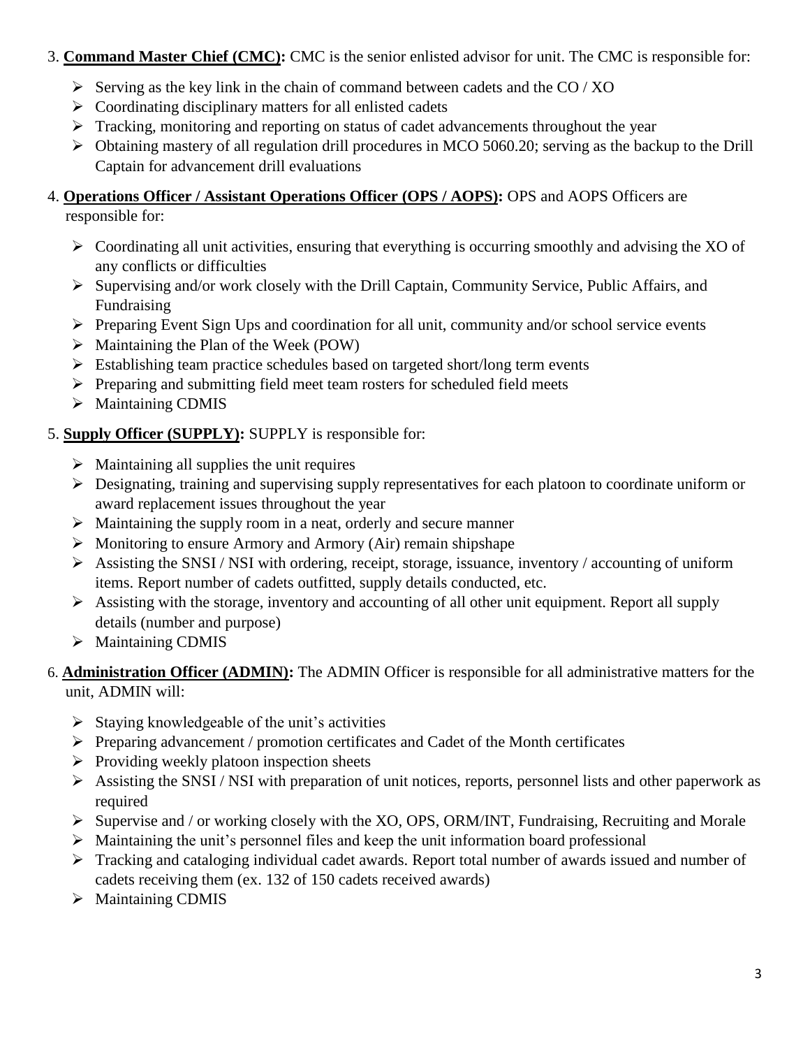3. **Command Master Chief (CMC):** CMC is the senior enlisted advisor for unit. The CMC is responsible for:

    - Serving as the key link in the chain of command between cadets and the CO / XO
    - Coordinating disciplinary matters for all enlisted cadets
    - Tracking, monitoring and reporting on status of cadet advancements throughout the year
    - Obtaining mastery of all regulation drill procedures in MCO 5060.20; serving as the backup to the Drill Captain for advancement drill evaluations

4. **Operations Officer / Assistant Operations Officer (OPS / AOPS):** OPS and AOPS Officers are responsible for:

    - Coordinating all unit activities, ensuring that everything is occurring smoothly and advising the XO of any conflicts or difficulties
    - Supervising and/or work closely with the Drill Captain, Community Service, Public Affairs, and Fundraising
    - Preparing Event Sign Ups and coordination for all unit, community and/or school service events
    - Maintaining the Plan of the Week (POW)
    - Establishing team practice schedules based on targeted short/long term events
    - Preparing and submitting field meet team rosters for scheduled field meets
    - Maintaining CDMIS

5. **Supply Officer (SUPPLY):** SUPPLY is responsible for:

    - Maintaining all supplies the unit requires
    - Designating, training and supervising supply representatives for each platoon to coordinate uniform or award replacement issues throughout the year
    - Maintaining the supply room in a neat, orderly and secure manner
    - Monitoring to ensure Armory and Armory (Air) remain shipshape
    - Assisting the SNSI / NSI with ordering, receipt, storage, issuance, inventory / accounting of uniform items. Report number of cadets outfitted, supply details conducted, etc.
    - Assisting with the storage, inventory and accounting of all other unit equipment. Report all supply details (number and purpose)
    - Maintaining CDMIS

6. **Administration Officer (ADMIN):** The ADMIN Officer is responsible for all administrative matters for the unit, ADMIN will:

    - Staying knowledgeable of the unit's activities
    - Preparing advancement / promotion certificates and Cadet of the Month certificates
    - Providing weekly platoon inspection sheets
    - Assisting the SNSI / NSI with preparation of unit notices, reports, personnel lists and other paperwork as required
    - Supervise and / or working closely with the XO, OPS, ORM/INT, Fundraising, Recruiting and Morale
    - Maintaining the unit's personnel files and keep the unit information board professional
    - Tracking and cataloging individual cadet awards. Report total number of awards issued and number of cadets receiving them (ex. 132 of 150 cadets received awards)
    - Maintaining CDMIS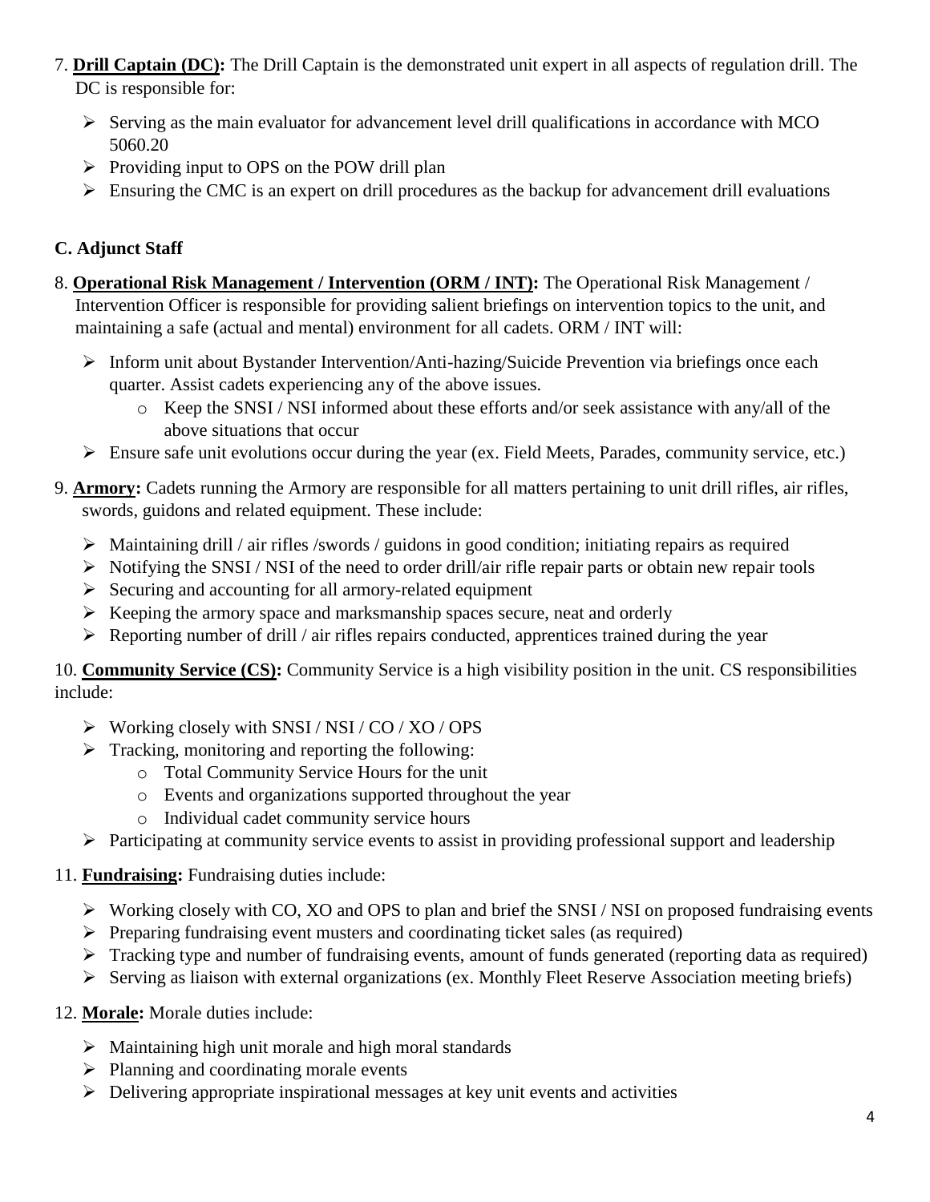7. **Drill Captain (DC):** The Drill Captain is the demonstrated unit expert in all aspects of regulation drill. The DC is responsible for:

- Serving as the main evaluator for advancement level drill qualifications in accordance with MCO 5060.20
- Providing input to OPS on the POW drill plan
- Ensuring the CMC is an expert on drill procedures as the backup for advancement drill evaluations

### C. Adjunct Staff

8. **Operational Risk Management / Intervention (ORM / INT):** The Operational Risk Management / Intervention Officer is responsible for providing salient briefings on intervention topics to the unit, and maintaining a safe (actual and mental) environment for all cadets. ORM / INT will:

- Inform unit about Bystander Intervention/Anti-hazing/Suicide Prevention via briefings once each quarter. Assist cadets experiencing any of the above issues.
  - Keep the SNSI / NSI informed about these efforts and/or seek assistance with any/all of the above situations that occur
- Ensure safe unit evolutions occur during the year (ex. Field Meets, Parades, community service, etc.)

9. **Armory:** Cadets running the Armory are responsible for all matters pertaining to unit drill rifles, air rifles, swords, guidons and related equipment. These include:

- Maintaining drill / air rifles /swords / guidons in good condition; initiating repairs as required
- Notifying the SNSI / NSI of the need to order drill/air rifle repair parts or obtain new repair tools
- Securing and accounting for all armory-related equipment
- Keeping the armory space and marksmanship spaces secure, neat and orderly
- Reporting number of drill / air rifles repairs conducted, apprentices trained during the year

10. **Community Service (CS):** Community Service is a high visibility position in the unit. CS responsibilities include:

- Working closely with SNSI / NSI / CO / XO / OPS
- Tracking, monitoring and reporting the following:
  - Total Community Service Hours for the unit
  - Events and organizations supported throughout the year
  - Individual cadet community service hours
- Participating at community service events to assist in providing professional support and leadership

11. **Fundraising:** Fundraising duties include:

- Working closely with CO, XO and OPS to plan and brief the SNSI / NSI on proposed fundraising events
- Preparing fundraising event musters and coordinating ticket sales (as required)
- Tracking type and number of fundraising events, amount of funds generated (reporting data as required)
- Serving as liaison with external organizations (ex. Monthly Fleet Reserve Association meeting briefs)

12. **Morale:** Morale duties include:

- Maintaining high unit morale and high moral standards
- Planning and coordinating morale events
- Delivering appropriate inspirational messages at key unit events and activities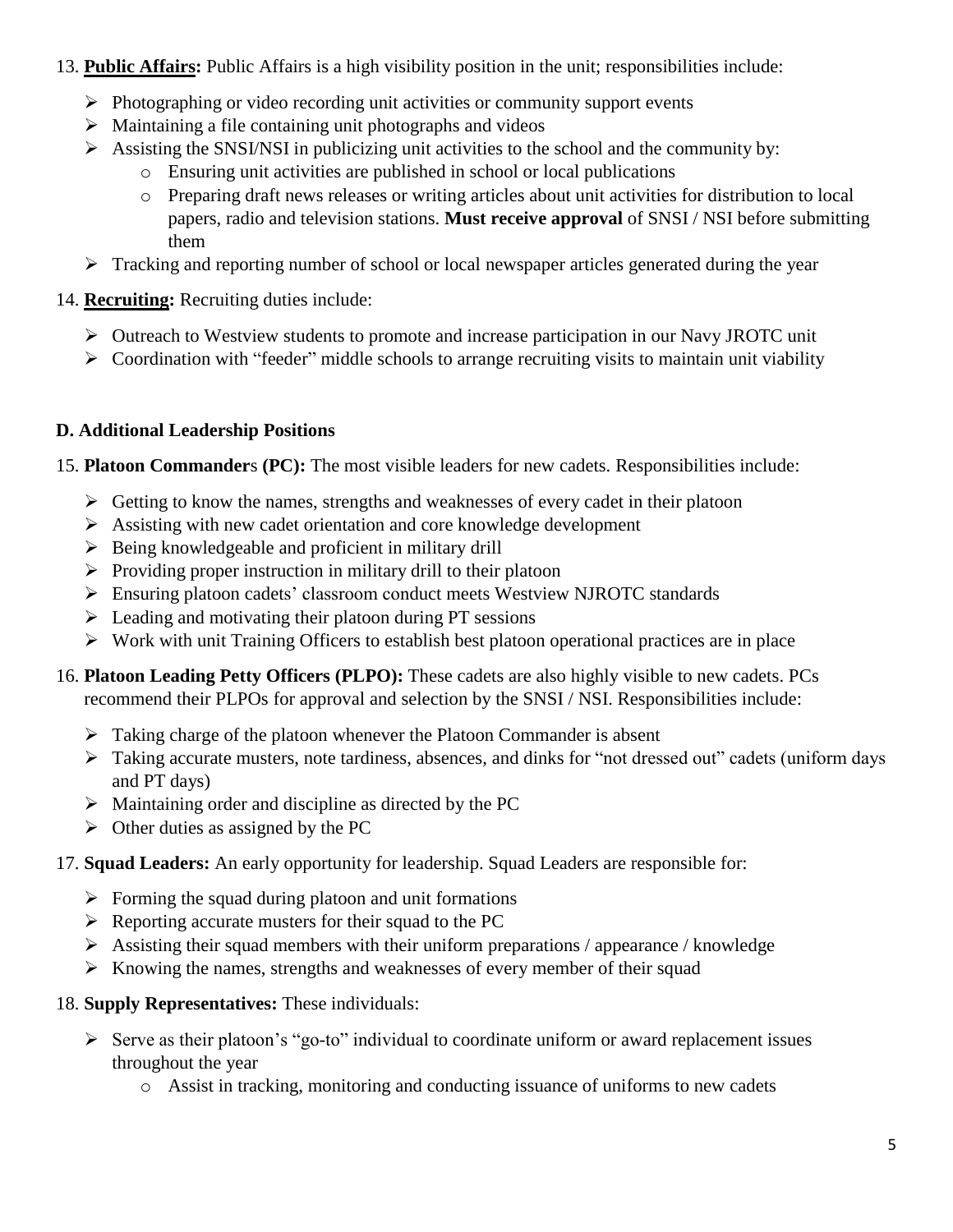13. **Public Affairs:** Public Affairs is a high visibility position in the unit; responsibilities include:

   - Photographing or video recording unit activities or community support events
   - Maintaining a file containing unit photographs and videos
   - Assisting the SNSI/NSI in publicizing unit activities to the school and the community by:
     - Ensuring unit activities are published in school or local publications
     - Preparing draft news releases or writing articles about unit activities for distribution to local papers, radio and television stations. **Must receive approval** of SNSI / NSI before submitting them
   - Tracking and reporting number of school or local newspaper articles generated during the year

14. **Recruiting:** Recruiting duties include:

   - Outreach to Westview students to promote and increase participation in our Navy JROTC unit
   - Coordination with "feeder" middle schools to arrange recruiting visits to maintain unit viability

### D. Additional Leadership Positions

15. **Platoon Commanders (PC):** The most visible leaders for new cadets. Responsibilities include:

   - Getting to know the names, strengths and weaknesses of every cadet in their platoon
   - Assisting with new cadet orientation and core knowledge development
   - Being knowledgeable and proficient in military drill
   - Providing proper instruction in military drill to their platoon
   - Ensuring platoon cadets' classroom conduct meets Westview NJROTC standards
   - Leading and motivating their platoon during PT sessions
   - Work with unit Training Officers to establish best platoon operational practices are in place

16. **Platoon Leading Petty Officers (PLPO):** These cadets are also highly visible to new cadets. PCs recommend their PLPOs for approval and selection by the SNSI / NSI. Responsibilities include:

   - Taking charge of the platoon whenever the Platoon Commander is absent
   - Taking accurate musters, note tardiness, absences, and dinks for "not dressed out" cadets (uniform days and PT days)
   - Maintaining order and discipline as directed by the PC
   - Other duties as assigned by the PC

17. **Squad Leaders:** An early opportunity for leadership. Squad Leaders are responsible for:

   - Forming the squad during platoon and unit formations
   - Reporting accurate musters for their squad to the PC
   - Assisting their squad members with their uniform preparations / appearance / knowledge
   - Knowing the names, strengths and weaknesses of every member of their squad

18. **Supply Representatives:** These individuals:

   - Serve as their platoon's "go-to" individual to coordinate uniform or award replacement issues throughout the year
     - Assist in tracking, monitoring and conducting issuance of uniforms to new cadets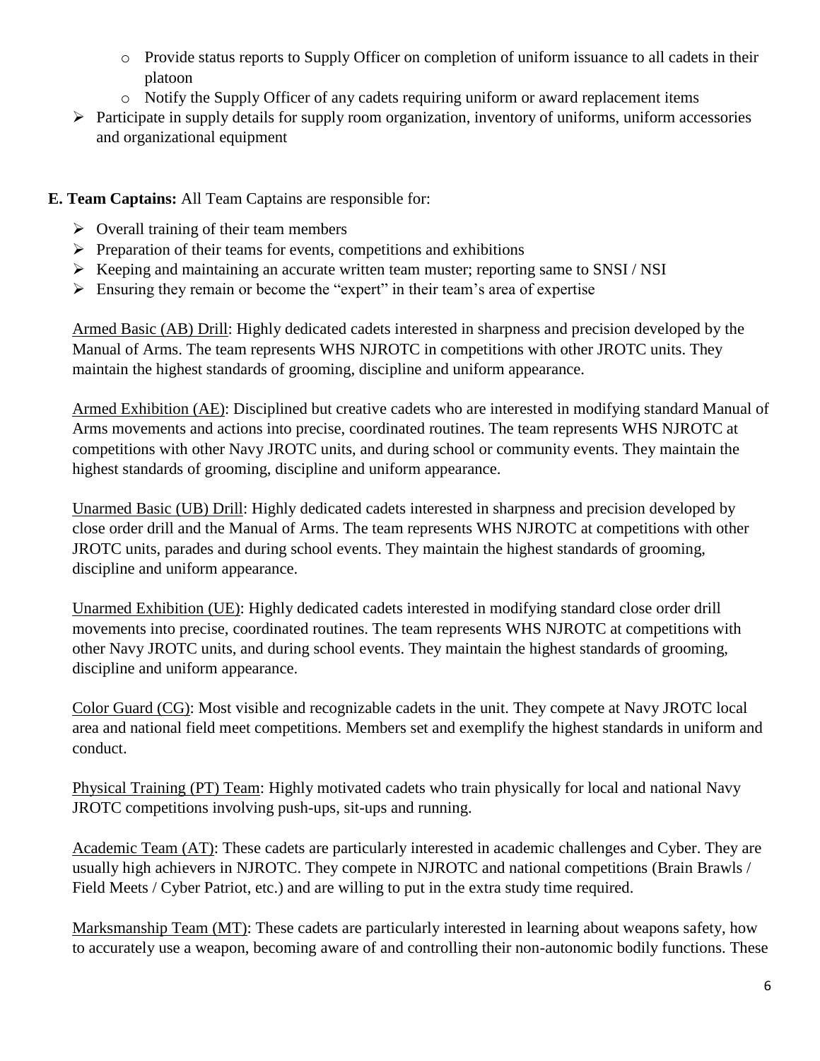- Provide status reports to Supply Officer on completion of uniform issuance to all cadets in their platoon
  - Notify the Supply Officer of any cadets requiring uniform or award replacement items
- Participate in supply details for supply room organization, inventory of uniforms, uniform accessories and organizational equipment

**E. Team Captains:** All Team Captains are responsible for:

- Overall training of their team members
- Preparation of their teams for events, competitions and exhibitions
- Keeping and maintaining an accurate written team muster; reporting same to SNSI / NSI
- Ensuring they remain or become the "expert" in their team's area of expertise

Armed Basic (AB) Drill: Highly dedicated cadets interested in sharpness and precision developed by the Manual of Arms. The team represents WHS NJROTC in competitions with other JROTC units. They maintain the highest standards of grooming, discipline and uniform appearance.

Armed Exhibition (AE): Disciplined but creative cadets who are interested in modifying standard Manual of Arms movements and actions into precise, coordinated routines. The team represents WHS NJROTC at competitions with other Navy JROTC units, and during school or community events. They maintain the highest standards of grooming, discipline and uniform appearance.

Unarmed Basic (UB) Drill: Highly dedicated cadets interested in sharpness and precision developed by close order drill and the Manual of Arms. The team represents WHS NJROTC at competitions with other JROTC units, parades and during school events. They maintain the highest standards of grooming, discipline and uniform appearance.

Unarmed Exhibition (UE): Highly dedicated cadets interested in modifying standard close order drill movements into precise, coordinated routines. The team represents WHS NJROTC at competitions with other Navy JROTC units, and during school events. They maintain the highest standards of grooming, discipline and uniform appearance.

Color Guard (CG): Most visible and recognizable cadets in the unit. They compete at Navy JROTC local area and national field meet competitions. Members set and exemplify the highest standards in uniform and conduct.

Physical Training (PT) Team: Highly motivated cadets who train physically for local and national Navy JROTC competitions involving push-ups, sit-ups and running.

Academic Team (AT): These cadets are particularly interested in academic challenges and Cyber. They are usually high achievers in NJROTC. They compete in NJROTC and national competitions (Brain Brawls / Field Meets / Cyber Patriot, etc.) and are willing to put in the extra study time required.

Marksmanship Team (MT): These cadets are particularly interested in learning about weapons safety, how to accurately use a weapon, becoming aware of and controlling their non-autonomic bodily functions. These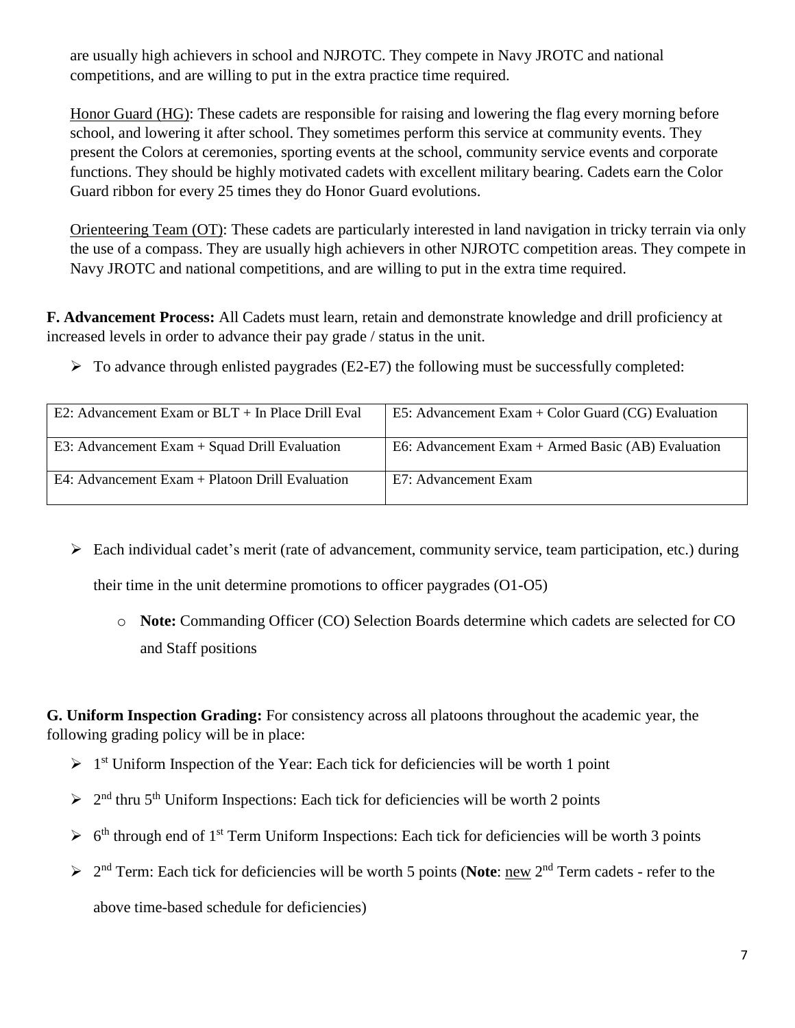are usually high achievers in school and NJROTC. They compete in Navy JROTC and national competitions, and are willing to put in the extra practice time required.

<u>Honor Guard (HG)</u>: These cadets are responsible for raising and lowering the flag every morning before school, and lowering it after school. They sometimes perform this service at community events. They present the Colors at ceremonies, sporting events at the school, community service events and corporate functions. They should be highly motivated cadets with excellent military bearing. Cadets earn the Color Guard ribbon for every 25 times they do Honor Guard evolutions.

<u>Orienteering Team (OT)</u>: These cadets are particularly interested in land navigation in tricky terrain via only the use of a compass. They are usually high achievers in other NJROTC competition areas. They compete in Navy JROTC and national competitions, and are willing to put in the extra time required.

**F. Advancement Process:** All Cadets must learn, retain and demonstrate knowledge and drill proficiency at increased levels in order to advance their pay grade / status in the unit.

- To advance through enlisted paygrades (E2-E7) the following must be successfully completed:

| | |
|---|---|
| E2: Advancement Exam or BLT + In Place Drill Eval | E5: Advancement Exam + Color Guard (CG) Evaluation |
| E3: Advancement Exam + Squad Drill Evaluation | E6: Advancement Exam + Armed Basic (AB) Evaluation |
| E4: Advancement Exam + Platoon Drill Evaluation | E7: Advancement Exam |

- Each individual cadet's merit (rate of advancement, community service, team participation, etc.) during their time in the unit determine promotions to officer paygrades (O1-O5)
  - **Note:** Commanding Officer (CO) Selection Boards determine which cadets are selected for CO and Staff positions

**G. Uniform Inspection Grading:** For consistency across all platoons throughout the academic year, the following grading policy will be in place:

- 1st Uniform Inspection of the Year: Each tick for deficiencies will be worth 1 point
- 2nd thru 5th Uniform Inspections: Each tick for deficiencies will be worth 2 points
- 6th through end of 1st Term Uniform Inspections: Each tick for deficiencies will be worth 3 points
- 2nd Term: Each tick for deficiencies will be worth 5 points (**Note**: <u>new</u> 2nd Term cadets - refer to the above time-based schedule for deficiencies)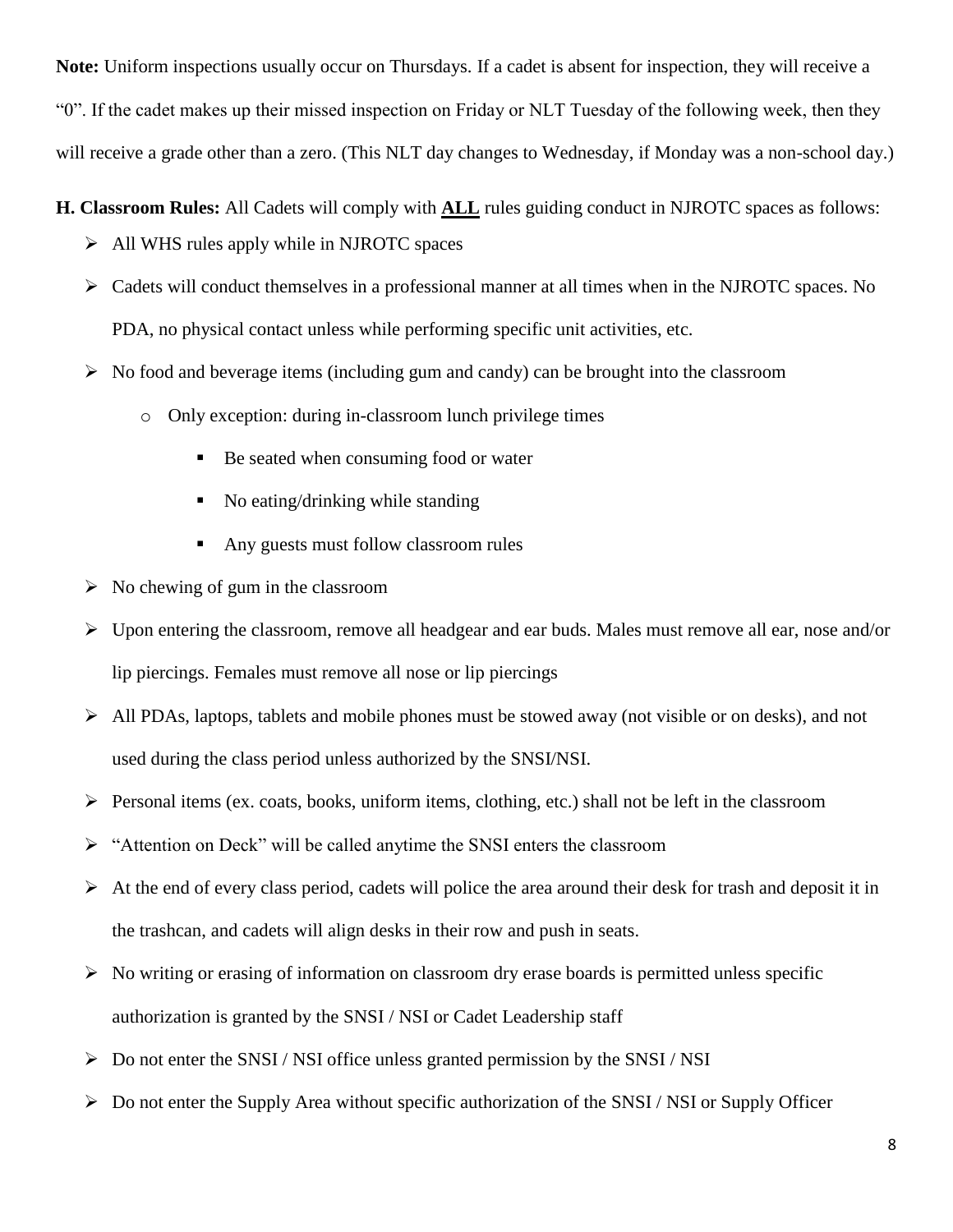**Note:** Uniform inspections usually occur on Thursdays. If a cadet is absent for inspection, they will receive a "0". If the cadet makes up their missed inspection on Friday or NLT Tuesday of the following week, then they will receive a grade other than a zero. (This NLT day changes to Wednesday, if Monday was a non-school day.)

**H. Classroom Rules:** All Cadets will comply with **ALL** rules guiding conduct in NJROTC spaces as follows:

- All WHS rules apply while in NJROTC spaces
- Cadets will conduct themselves in a professional manner at all times when in the NJROTC spaces. No PDA, no physical contact unless while performing specific unit activities, etc.
- No food and beverage items (including gum and candy) can be brought into the classroom
  - Only exception: during in-classroom lunch privilege times
    - Be seated when consuming food or water
    - No eating/drinking while standing
    - Any guests must follow classroom rules
- No chewing of gum in the classroom
- Upon entering the classroom, remove all headgear and ear buds. Males must remove all ear, nose and/or lip piercings. Females must remove all nose or lip piercings
- All PDAs, laptops, tablets and mobile phones must be stowed away (not visible or on desks), and not used during the class period unless authorized by the SNSI/NSI.
- Personal items (ex. coats, books, uniform items, clothing, etc.) shall not be left in the classroom
- "Attention on Deck" will be called anytime the SNSI enters the classroom
- At the end of every class period, cadets will police the area around their desk for trash and deposit it in the trashcan, and cadets will align desks in their row and push in seats.
- No writing or erasing of information on classroom dry erase boards is permitted unless specific authorization is granted by the SNSI / NSI or Cadet Leadership staff
- Do not enter the SNSI / NSI office unless granted permission by the SNSI / NSI
- Do not enter the Supply Area without specific authorization of the SNSI / NSI or Supply Officer